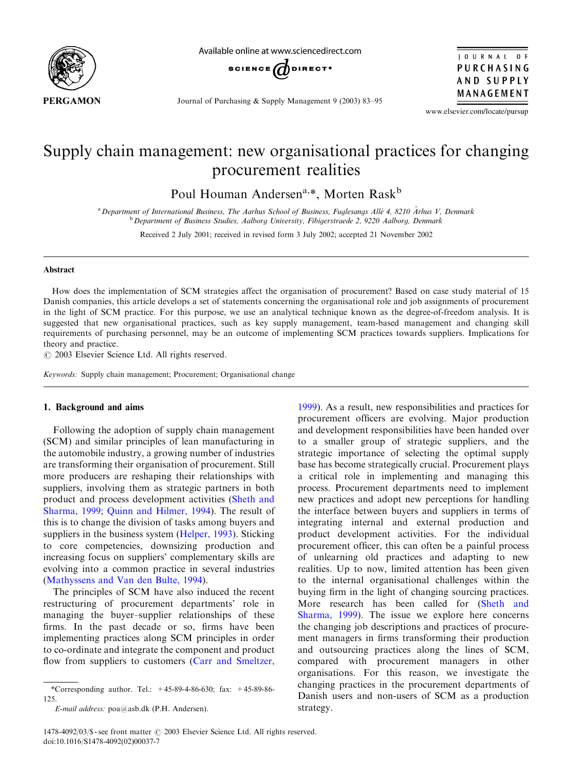# Supply chain management: new organisational practices for changing procurement realities

Poul Houman Andersen[a,*], Morten Rask[b]

[a] Department of International Business, The Aarhus School of Business, Fuglesangs Allé 4, 8210 Århus V, Denmark
[b] Department of Business Studies, Aalborg University, Fibigerstraede 2, 9220 Aalborg, Denmark

Received 2 July 2001; received in revised form 3 July 2002; accepted 21 November 2002

## Abstract

How does the implementation of SCM strategies affect the organisation of procurement? Based on case study material of 15 Danish companies, this article develops a set of statements concerning the organisational role and job assignments of procurement in the light of SCM practice. For this purpose, we use an analytical technique known as the degree-of-freedom analysis. It is suggested that new organisational practices, such as key supply management, team-based management and changing skill requirements of purchasing personnel, may be an outcome of implementing SCM practices towards suppliers. Implications for theory and practice.

© 2003 Elsevier Science Ltd. All rights reserved.

*Keywords:* Supply chain management; Procurement; Organisational change

## 1. Background and aims

Following the adoption of supply chain management (SCM) and similar principles of lean manufacturing in the automobile industry, a growing number of industries are transforming their organisation of procurement. Still more producers are reshaping their relationships with suppliers, involving them as strategic partners in both product and process development activities (Sheth and Sharma, 1999; Quinn and Hilmer, 1994). The result of this is to change the division of tasks among buyers and suppliers in the business system (Helper, 1993). Sticking to core competencies, downsizing production and increasing focus on suppliers' complementary skills are evolving into a common practice in several industries (Mathyssens and Van den Bulte, 1994).

The principles of SCM have also induced the recent restructuring of procurement departments' role in managing the buyer–supplier relationships of these firms. In the past decade or so, firms have been implementing practices along SCM principles in order to co-ordinate and integrate the component and product flow from suppliers to customers (Carr and Smeltzer, 1999). As a result, new responsibilities and practices for procurement officers are evolving. Major production and development responsibilities have been handed over to a smaller group of strategic suppliers, and the strategic importance of selecting the optimal supply base has become strategically crucial. Procurement plays a critical role in implementing and managing this process. Procurement departments need to implement new practices and adopt new perceptions for handling the interface between buyers and suppliers in terms of integrating internal and external production and product development activities. For the individual procurement officer, this can often be a painful process of unlearning old practices and adapting to new realities. Up to now, limited attention has been given to the internal organisational challenges within the buying firm in the light of changing sourcing practices. More research has been called for (Sheth and Sharma, 1999). The issue we explore here concerns the changing job descriptions and practices of procurement managers in firms transforming their production and outsourcing practices along the lines of SCM, compared with procurement managers in other organisations. For this reason, we investigate the changing practices in the procurement departments of Danish users and non-users of SCM as a production strategy.

*Corresponding author. Tel.: +45-89-4-86-630; fax: +45-89-86-125.

*E-mail address:* poa@asb.dk (P.H. Andersen).

1478-4092/03/$ - see front matter © 2003 Elsevier Science Ltd. All rights reserved.
doi:10.1016/S1478-4092(02)00037-7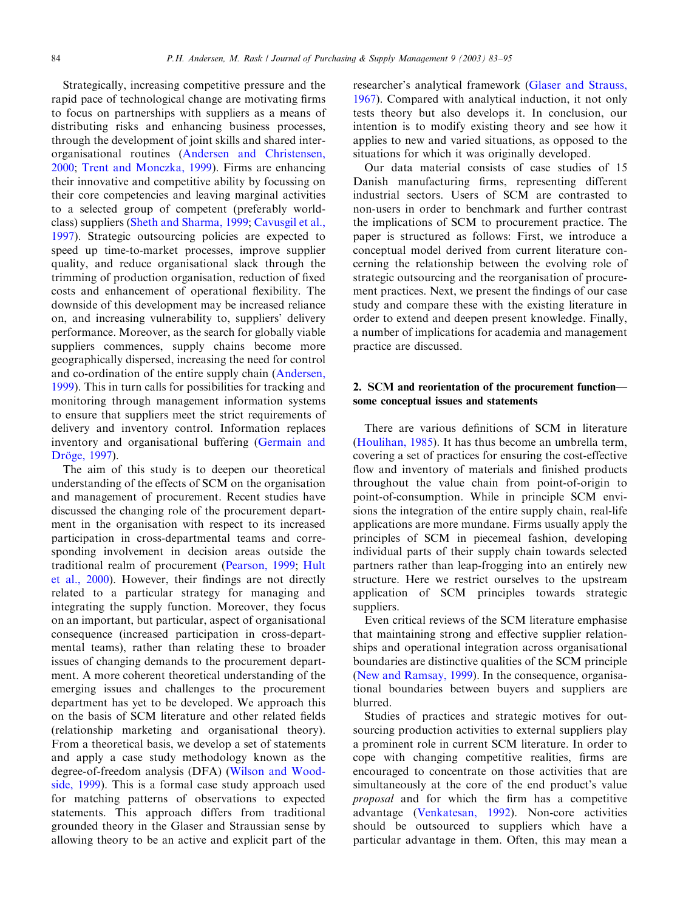Strategically, increasing competitive pressure and the rapid pace of technological change are motivating firms to focus on partnerships with suppliers as a means of distributing risks and enhancing business processes, through the development of joint skills and shared inter-organisational routines (Andersen and Christensen, 2000; Trent and Monczka, 1999). Firms are enhancing their innovative and competitive ability by focussing on their core competencies and leaving marginal activities to a selected group of competent (preferably world-class) suppliers (Sheth and Sharma, 1999; Cavusgil et al., 1997). Strategic outsourcing policies are expected to speed up time-to-market processes, improve supplier quality, and reduce organisational slack through the trimming of production organisation, reduction of fixed costs and enhancement of operational flexibility. The downside of this development may be increased reliance on, and increasing vulnerability to, suppliers' delivery performance. Moreover, as the search for globally viable suppliers commences, supply chains become more geographically dispersed, increasing the need for control and co-ordination of the entire supply chain (Andersen, 1999). This in turn calls for possibilities for tracking and monitoring through management information systems to ensure that suppliers meet the strict requirements of delivery and inventory control. Information replaces inventory and organisational buffering (Germain and Dröge, 1997).

The aim of this study is to deepen our theoretical understanding of the effects of SCM on the organisation and management of procurement. Recent studies have discussed the changing role of the procurement department in the organisation with respect to its increased participation in cross-departmental teams and corresponding involvement in decision areas outside the traditional realm of procurement (Pearson, 1999; Hult et al., 2000). However, their findings are not directly related to a particular strategy for managing and integrating the supply function. Moreover, they focus on an important, but particular, aspect of organisational consequence (increased participation in cross-departmental teams), rather than relating these to broader issues of changing demands to the procurement department. A more coherent theoretical understanding of the emerging issues and challenges to the procurement department has yet to be developed. We approach this on the basis of SCM literature and other related fields (relationship marketing and organisational theory). From a theoretical basis, we develop a set of statements and apply a case study methodology known as the degree-of-freedom analysis (DFA) (Wilson and Woodside, 1999). This is a formal case study approach used for matching patterns of observations to expected statements. This approach differs from traditional grounded theory in the Glaser and Straussian sense by allowing theory to be an active and explicit part of the researcher's analytical framework (Glaser and Strauss, 1967). Compared with analytical induction, it not only tests theory but also develops it. In conclusion, our intention is to modify existing theory and see how it applies to new and varied situations, as opposed to the situations for which it was originally developed.

Our data material consists of case studies of 15 Danish manufacturing firms, representing different industrial sectors. Users of SCM are contrasted to non-users in order to benchmark and further contrast the implications of SCM to procurement practice. The paper is structured as follows: First, we introduce a conceptual model derived from current literature concerning the relationship between the evolving role of strategic outsourcing and the reorganisation of procurement practices. Next, we present the findings of our case study and compare these with the existing literature in order to extend and deepen present knowledge. Finally, a number of implications for academia and management practice are discussed.

## 2. SCM and reorientation of the procurement function—some conceptual issues and statements

There are various definitions of SCM in literature (Houlihan, 1985). It has thus become an umbrella term, covering a set of practices for ensuring the cost-effective flow and inventory of materials and finished products throughout the value chain from point-of-origin to point-of-consumption. While in principle SCM envisions the integration of the entire supply chain, real-life applications are more mundane. Firms usually apply the principles of SCM in piecemeal fashion, developing individual parts of their supply chain towards selected partners rather than leap-frogging into an entirely new structure. Here we restrict ourselves to the upstream application of SCM principles towards strategic suppliers.

Even critical reviews of the SCM literature emphasise that maintaining strong and effective supplier relationships and operational integration across organisational boundaries are distinctive qualities of the SCM principle (New and Ramsay, 1999). In the consequence, organisational boundaries between buyers and suppliers are blurred.

Studies of practices and strategic motives for outsourcing production activities to external suppliers play a prominent role in current SCM literature. In order to cope with changing competitive realities, firms are encouraged to concentrate on those activities that are simultaneously at the core of the end product's value *proposal* and for which the firm has a competitive advantage (Venkatesan, 1992). Non-core activities should be outsourced to suppliers which have a particular advantage in them. Often, this may mean a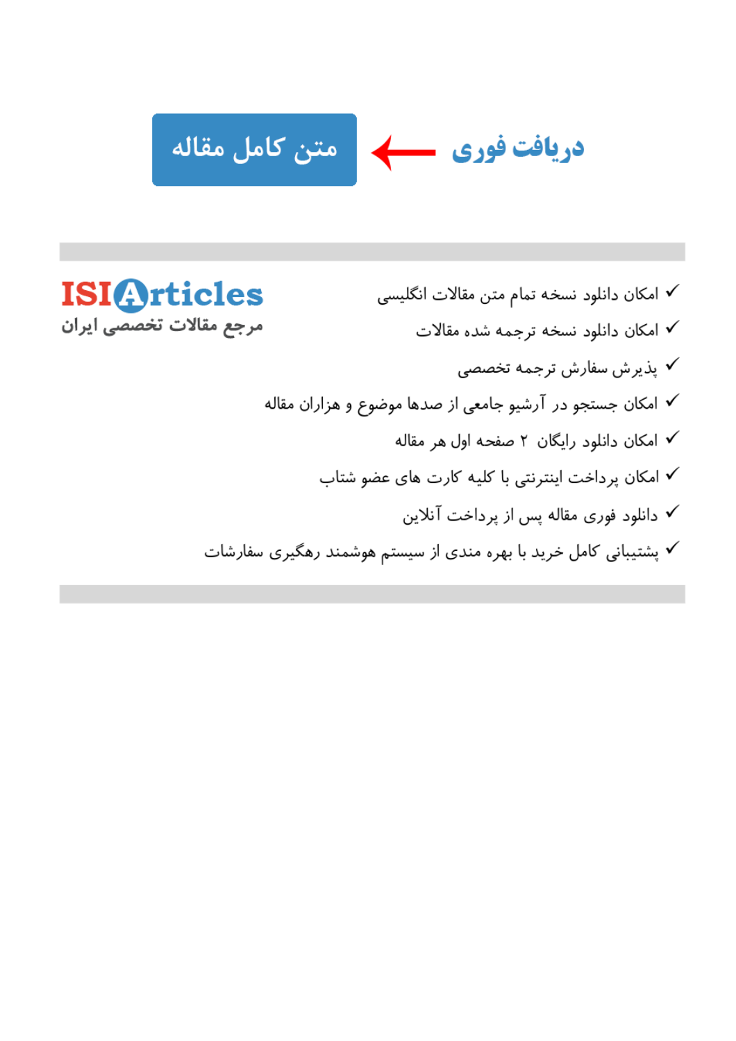دریافت فوری ← متن کامل مقاله

ISIArticles
مرجع مقالات تخصصی ایران

- ✓ امکان دانلود نسخه تمام متن مقالات انگلیسی
- ✓ امکان دانلود نسخه ترجمه شده مقالات
- ✓ پذیرش سفارش ترجمه تخصصی
- ✓ امکان جستجو در آرشیو جامعی از صدها موضوع و هزاران مقاله
- ✓ امکان دانلود رایگان ۲ صفحه اول هر مقاله
- ✓ امکان پرداخت اینترنتی با کلیه کارت های عضو شتاب
- ✓ دانلود فوری مقاله پس از پرداخت آنلاین
- ✓ پشتیبانی کامل خرید با بهره مندی از سیستم هوشمند رهگیری سفارشات